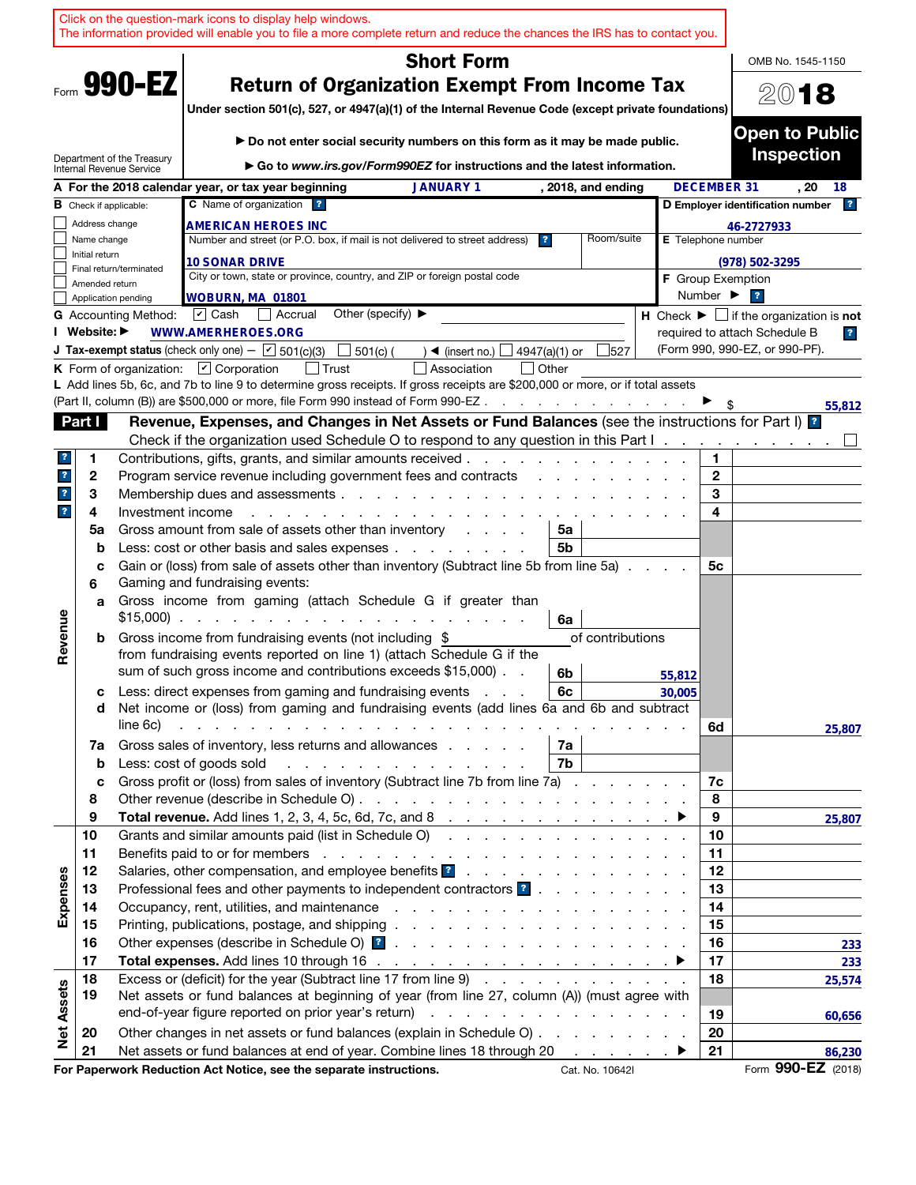Click on the question-mark icons to display help windows.
The information provided will enable you to file a more complete return and reduce the chances the IRS has to contact you.

Form **990-EZ**

# Short Form
# Return of Organization Exempt From Income Tax

**Under section 501(c), 527, or 4947(a)(1) of the Internal Revenue Code (except private foundations)**

▶ **Do not enter social security numbers on this form as it may be made public.**

▶ **Go to *www.irs.gov/Form990EZ* for instructions and the latest information.**

Department of the Treasury
Internal Revenue Service

OMB No. 1545-1150

**2018**

**Open to Public Inspection**

**A** For the 2018 calendar year, or tax year beginning JANUARY 1, 2018, and ending DECEMBER 31, 20 18

**B** Check if applicable:
- ☐ Address change
- ☐ Name change
- ☐ Initial return
- ☐ Final return/terminated
- ☐ Amended return
- ☐ Application pending

**C** Name of organization: AMERICAN HEROES INC
Number and street (or P.O. box, if mail is not delivered to street address): 10 SONAR DRIVE
Room/suite:
City or town, state or province, country, and ZIP or foreign postal code: WOBURN, MA 01801

**D Employer identification number:** 46-2727933

**E** Telephone number: (978) 502-3295

**F** Group Exemption Number ▶

**G** Accounting Method: ☑ Cash ☐ Accrual Other (specify) ▶

**H** Check ▶ ☐ if the organization is **not** required to attach Schedule B (Form 990, 990-EZ, or 990-PF).

**I Website:** ▶ WWW.AMERHEROES.ORG

**J Tax-exempt status** (check only one) — ☑ 501(c)(3) ☐ 501(c) ( ) ◀ (insert no.) ☐ 4947(a)(1) or ☐ 527

**K** Form of organization: ☑ Corporation ☐ Trust ☐ Association ☐ Other

**L** Add lines 5b, 6c, and 7b to line 9 to determine gross receipts. If gross receipts are $200,000 or more, or if total assets (Part II, column (B)) are $500,000 or more, file Form 990 instead of Form 990-EZ ▶ $ 55,812

**Part I** **Revenue, Expenses, and Changes in Net Assets or Fund Balances** (see the instructions for Part I)
Check if the organization used Schedule O to respond to any question in this Part I ☐

| Section | Line | Description | Sub-line | Sub-amount | Line | Amount |
|---|---|---|---|---|---|---|
| Revenue | 1 | Contributions, gifts, grants, and similar amounts received | | | 1 | |
| | 2 | Program service revenue including government fees and contracts | | | 2 | |
| | 3 | Membership dues and assessments | | | 3 | |
| | 4 | Investment income | | | 4 | |
| | 5a | Gross amount from sale of assets other than inventory | 5a | | | |
| | b | Less: cost or other basis and sales expenses | 5b | | | |
| | c | Gain or (loss) from sale of assets other than inventory (Subtract line 5b from line 5a) | | | 5c | |
| | 6 | Gaming and fundraising events: | | | | |
| | a | Gross income from gaming (attach Schedule G if greater than $15,000) | 6a | | | |
| | b | Gross income from fundraising events (not including $ of contributions from fundraising events reported on line 1) (attach Schedule G if the sum of such gross income and contributions exceeds $15,000) | 6b | 55,812 | | |
| | c | Less: direct expenses from gaming and fundraising events | 6c | 30,005 | | |
| | d | Net income or (loss) from gaming and fundraising events (add lines 6a and 6b and subtract line 6c) | | | 6d | 25,807 |
| | 7a | Gross sales of inventory, less returns and allowances | 7a | | | |
| | b | Less: cost of goods sold | 7b | | | |
| | c | Gross profit or (loss) from sales of inventory (Subtract line 7b from line 7a) | | | 7c | |
| | 8 | Other revenue (describe in Schedule O) | | | 8 | |
| | 9 | **Total revenue.** Add lines 1, 2, 3, 4, 5c, 6d, 7c, and 8 ▶ | | | 9 | 25,807 |
| Expenses | 10 | Grants and similar amounts paid (list in Schedule O) | | | 10 | |
| | 11 | Benefits paid to or for members | | | 11 | |
| | 12 | Salaries, other compensation, and employee benefits | | | 12 | |
| | 13 | Professional fees and other payments to independent contractors | | | 13 | |
| | 14 | Occupancy, rent, utilities, and maintenance | | | 14 | |
| | 15 | Printing, publications, postage, and shipping | | | 15 | |
| | 16 | Other expenses (describe in Schedule O) | | | 16 | 233 |
| | 17 | **Total expenses.** Add lines 10 through 16 ▶ | | | 17 | 233 |
| Net Assets | 18 | Excess or (deficit) for the year (Subtract line 17 from line 9) | | | 18 | 25,574 |
| | 19 | Net assets or fund balances at beginning of year (from line 27, column (A)) (must agree with end-of-year figure reported on prior year's return) | | | 19 | 60,656 |
| | 20 | Other changes in net assets or fund balances (explain in Schedule O) | | | 20 | |
| | 21 | Net assets or fund balances at end of year. Combine lines 18 through 20 ▶ | | | 21 | 86,230 |

**For Paperwork Reduction Act Notice, see the separate instructions.** Cat. No. 10642I Form **990-EZ** (2018)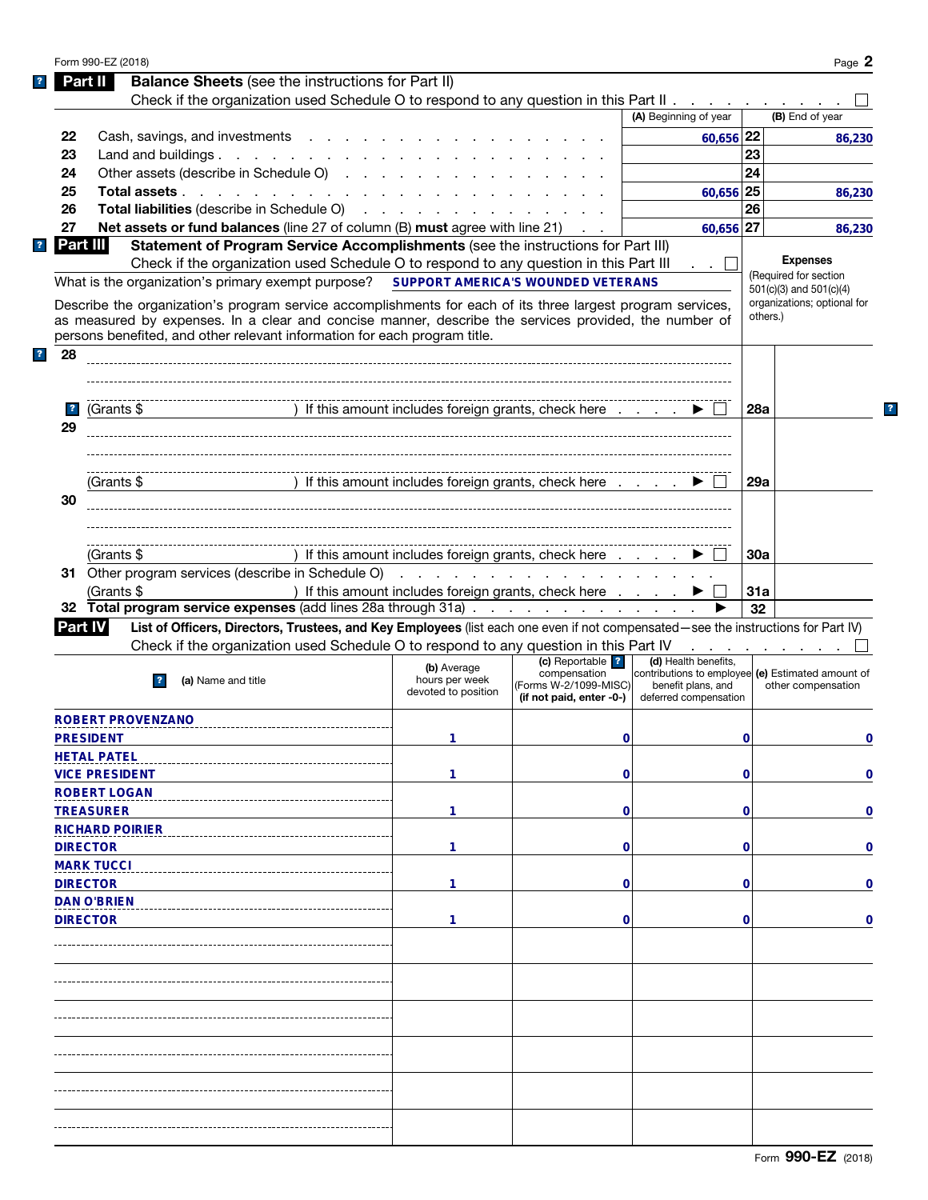Form 990-EZ (2018) Page 2

## Part II Balance Sheets (see the instructions for Part II)

Check if the organization used Schedule O to respond to any question in this Part II . . . . . . . . . . ☐

| | | (A) Beginning of year | | (B) End of year |
|---|---|---|---|---|
| 22 | Cash, savings, and investments | 60,656 | 22 | 86,230 |
| 23 | Land and buildings | | 23 | |
| 24 | Other assets (describe in Schedule O) | | 24 | |
| 25 | **Total assets** | 60,656 | 25 | 86,230 |
| 26 | **Total liabilities** (describe in Schedule O) | | 26 | |
| 27 | **Net assets or fund balances** (line 27 of column (B) **must** agree with line 21) | 60,656 | 27 | 86,230 |

## Part III Statement of Program Service Accomplishments (see the instructions for Part III)

Check if the organization used Schedule O to respond to any question in this Part III . . ☐

What is the organization's primary exempt purpose? SUPPORT AMERICA'S WOUNDED VETERANS

Describe the organization's program service accomplishments for each of its three largest program services, as measured by expenses. In a clear and concise manner, describe the services provided, the number of persons benefited, and other relevant information for each program title.

**Expenses** (Required for section 501(c)(3) and 501(c)(4) organizations; optional for others.)

| | | | Expenses |
|---|---|---|---|
| 28 | (Grants $ ) If this amount includes foreign grants, check here ▶ ☐ | 28a | |
| 29 | (Grants $ ) If this amount includes foreign grants, check here ▶ ☐ | 29a | |
| 30 | (Grants $ ) If this amount includes foreign grants, check here ▶ ☐ | 30a | |
| 31 | Other program services (describe in Schedule O) (Grants $ ) If this amount includes foreign grants, check here ▶ ☐ | 31a | |
| 32 | **Total program service expenses** (add lines 28a through 31a) ▶ | 32 | |

## Part IV List of Officers, Directors, Trustees, and Key Employees (list each one even if not compensated—see the instructions for Part IV)

Check if the organization used Schedule O to respond to any question in this Part IV . . . . . . . . ☐

| (a) Name and title | (b) Average hours per week devoted to position | (c) Reportable compensation (Forms W-2/1099-MISC) (if not paid, enter -0-) | (d) Health benefits, contributions to employee benefit plans, and deferred compensation | (e) Estimated amount of other compensation |
|---|---|---|---|---|
| ROBERT PROVENZANO PRESIDENT | 1 | 0 | 0 | 0 |
| HETAL PATEL VICE PRESIDENT | 1 | 0 | 0 | 0 |
| ROBERT LOGAN TREASURER | 1 | 0 | 0 | 0 |
| RICHARD POIRIER DIRECTOR | 1 | 0 | 0 | 0 |
| MARK TUCCI DIRECTOR | 1 | 0 | 0 | 0 |
| DAN O'BRIEN DIRECTOR | 1 | 0 | 0 | 0 |
| | | | | |
| | | | | |
| | | | | |
| | | | | |
| | | | | |
| | | | | |

Form **990-EZ** (2018)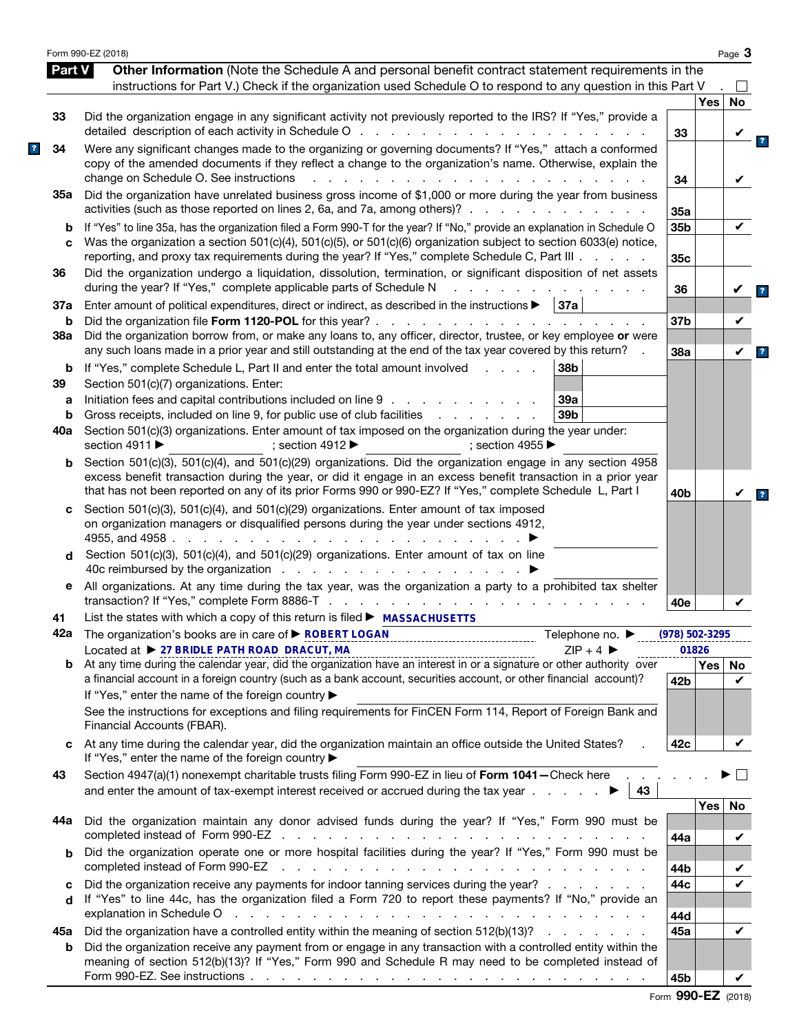Form 990-EZ (2018)

## Part V Other Information

(Note the Schedule A and personal benefit contract statement requirements in the instructions for Part V.) Check if the organization used Schedule O to respond to any question in this Part V . ☐

| | Question | Line | Yes | No |
|---|---|---|---|---|
| 33 | Did the organization engage in any significant activity not previously reported to the IRS? If "Yes," provide a detailed description of each activity in Schedule O | 33 | | ✔ |
| 34 | Were any significant changes made to the organizing or governing documents? If "Yes," attach a conformed copy of the amended documents if they reflect a change to the organization's name. Otherwise, explain the change on Schedule O. See instructions | 34 | | ✔ |
| 35a | Did the organization have unrelated business gross income of $1,000 or more during the year from business activities (such as those reported on lines 2, 6a, and 7a, among others)? | 35a | | |
| b | If "Yes" to line 35a, has the organization filed a Form 990-T for the year? If "No," provide an explanation in Schedule O | 35b | | ✔ |
| c | Was the organization a section 501(c)(4), 501(c)(5), or 501(c)(6) organization subject to section 6033(e) notice, reporting, and proxy tax requirements during the year? If "Yes," complete Schedule C, Part III | 35c | | |
| 36 | Did the organization undergo a liquidation, dissolution, termination, or significant disposition of net assets during the year? If "Yes," complete applicable parts of Schedule N | 36 | | ✔ |
| 37a | Enter amount of political expenditures, direct or indirect, as described in the instructions ▶ 37a | | | |
| b | Did the organization file **Form 1120-POL** for this year? | 37b | | ✔ |
| 38a | Did the organization borrow from, or make any loans to, any officer, director, trustee, or key employee **or** were any such loans made in a prior year and still outstanding at the end of the tax year covered by this return? | 38a | | ✔ |
| b | If "Yes," complete Schedule L, Part II and enter the total amount involved 38b | | | |
| 39 | Section 501(c)(7) organizations. Enter: | | | |
| a | Initiation fees and capital contributions included on line 9 39a | | | |
| b | Gross receipts, included on line 9, for public use of club facilities 39b | | | |
| 40a | Section 501(c)(3) organizations. Enter amount of tax imposed on the organization during the year under: section 4911 ▶ ; section 4912 ▶ ; section 4955 ▶ | | | |
| b | Section 501(c)(3), 501(c)(4), and 501(c)(29) organizations. Did the organization engage in any section 4958 excess benefit transaction during the year, or did it engage in an excess benefit transaction in a prior year that has not been reported on any of its prior Forms 990 or 990-EZ? If "Yes," complete Schedule L, Part I | 40b | | ✔ |
| c | Section 501(c)(3), 501(c)(4), and 501(c)(29) organizations. Enter amount of tax imposed on organization managers or disqualified persons during the year under sections 4912, 4955, and 4958 ▶ | | | |
| d | Section 501(c)(3), 501(c)(4), and 501(c)(29) organizations. Enter amount of tax on line 40c reimbursed by the organization ▶ | | | |
| e | All organizations. At any time during the tax year, was the organization a party to a prohibited tax shelter transaction? If "Yes," complete Form 8886-T | 40e | | ✔ |

41 List the states with which a copy of this return is filed ▶ MASSACHUSETTS

42a The organization's books are in care of ▶ ROBERT LOGAN Telephone no. ▶ (978) 502-3295

Located at ▶ 27 BRIDLE PATH ROAD DRACUT, MA ZIP + 4 ▶ 01826

| | Question | Line | Yes | No |
|---|---|---|---|---|
| b | At any time during the calendar year, did the organization have an interest in or a signature or other authority over a financial account in a foreign country (such as a bank account, securities account, or other financial account)? If "Yes," enter the name of the foreign country ▶ See the instructions for exceptions and filing requirements for FinCEN Form 114, Report of Foreign Bank and Financial Accounts (FBAR). | 42b | | ✔ |
| c | At any time during the calendar year, did the organization maintain an office outside the United States? If "Yes," enter the name of the foreign country ▶ | 42c | | ✔ |

43 Section 4947(a)(1) nonexempt charitable trusts filing Form 990-EZ in lieu of **Form 1041**—Check here ▶ ☐ and enter the amount of tax-exempt interest received or accrued during the tax year ▶ 43

| | Question | Line | Yes | No |
|---|---|---|---|---|
| 44a | Did the organization maintain any donor advised funds during the year? If "Yes," Form 990 must be completed instead of Form 990-EZ | 44a | | ✔ |
| b | Did the organization operate one or more hospital facilities during the year? If "Yes," Form 990 must be completed instead of Form 990-EZ | 44b | | ✔ |
| c | Did the organization receive any payments for indoor tanning services during the year? | 44c | | ✔ |
| d | If "Yes" to line 44c, has the organization filed a Form 720 to report these payments? If "No," provide an explanation in Schedule O | 44d | | |
| 45a | Did the organization have a controlled entity within the meaning of section 512(b)(13)? | 45a | | ✔ |
| b | Did the organization receive any payment from or engage in any transaction with a controlled entity within the meaning of section 512(b)(13)? If "Yes," Form 990 and Schedule R may need to be completed instead of Form 990-EZ. See instructions | 45b | | ✔ |

Form **990-EZ** (2018)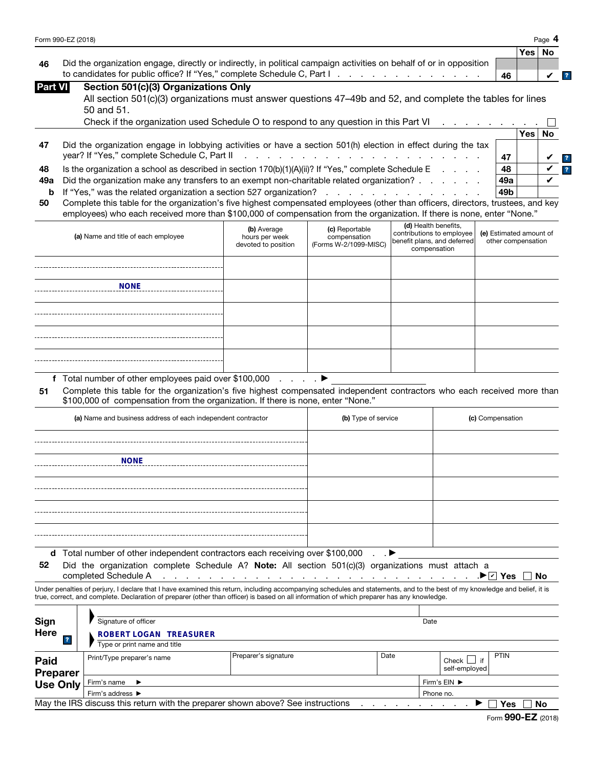| | | | Yes | No |
|---|---|---|---|---|
| 46 | Did the organization engage, directly or indirectly, in political campaign activities on behalf of or in opposition to candidates for public office? If "Yes," complete Schedule C, Part I | 46 | | ✔ |

## Part VI Section 501(c)(3) Organizations Only

All section 501(c)(3) organizations must answer questions 47–49b and 52, and complete the tables for lines 50 and 51.

Check if the organization used Schedule O to respond to any question in this Part VI ☐

| | | | Yes | No |
|---|---|---|---|---|
| 47 | Did the organization engage in lobbying activities or have a section 501(h) election in effect during the tax year? If "Yes," complete Schedule C, Part II | 47 | | ✔ |
| 48 | Is the organization a school as described in section 170(b)(1)(A)(ii)? If "Yes," complete Schedule E | 48 | | ✔ |
| 49a | Did the organization make any transfers to an exempt non-charitable related organization? | 49a | | ✔ |
| b | If "Yes," was the related organization a section 527 organization? | 49b | | |

**50** Complete this table for the organization's five highest compensated employees (other than officers, directors, trustees, and key employees) who each received more than $100,000 of compensation from the organization. If there is none, enter "None."

| (a) Name and title of each employee | (b) Average hours per week devoted to position | (c) Reportable compensation (Forms W-2/1099-MISC) | (d) Health benefits, contributions to employee benefit plans, and deferred compensation | (e) Estimated amount of other compensation |
|---|---|---|---|---|
| NONE | | | | |
| | | | | |
| | | | | |
| | | | | |
| | | | | |

**f** Total number of other employees paid over $100,000 ▶

**51** Complete this table for the organization's five highest compensated independent contractors who each received more than $100,000 of compensation from the organization. If there is none, enter "None."

| (a) Name and business address of each independent contractor | (b) Type of service | (c) Compensation |
|---|---|---|
| NONE | | |
| | | |
| | | |
| | | |
| | | |

**d** Total number of other independent contractors each receiving over $100,000 ▶

**52** Did the organization complete Schedule A? **Note:** All section 501(c)(3) organizations must attach a completed Schedule A ▶ ☑ Yes ☐ No

Under penalties of perjury, I declare that I have examined this return, including accompanying schedules and statements, and to the best of my knowledge and belief, it is true, correct, and complete. Declaration of preparer (other than officer) is based on all information of which preparer has any knowledge.

**Sign Here**

Signature of officer | Date

ROBERT LOGAN TREASURER

Type or print name and title

**Paid Preparer Use Only**

| Print/Type preparer's name | Preparer's signature | Date | Check ☐ if self-employed | PTIN |
|---|---|---|---|---|
| Firm's name ▶ | | | Firm's EIN ▶ | |
| Firm's address ▶ | | | Phone no. | |

May the IRS discuss this return with the preparer shown above? See instructions ▶ ☐ Yes ☐ No

Form **990-EZ** (2018)